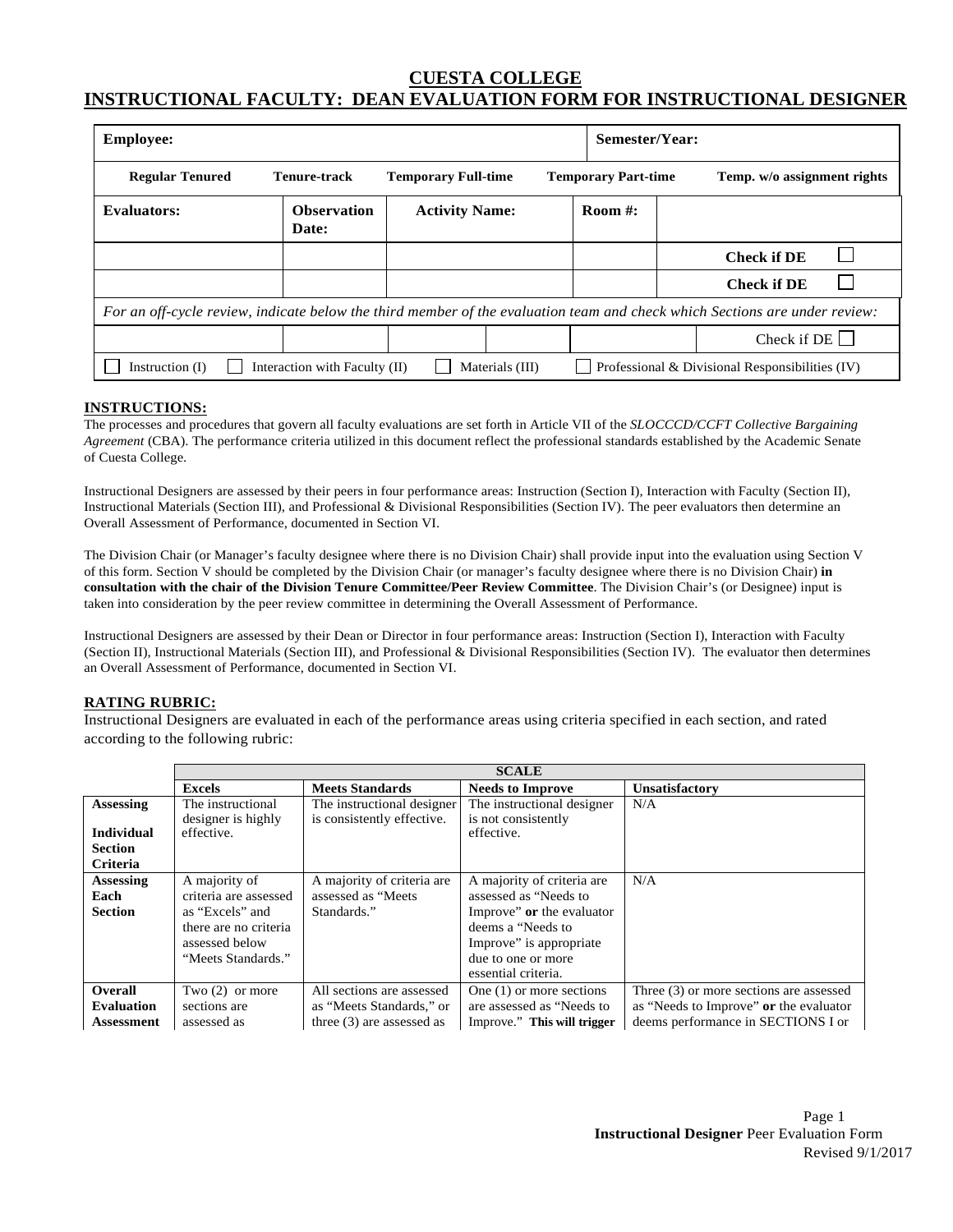# CUESTA COLLEGE
## INSTRUCTIONAL FACULTY: DEAN EVALUATION FORM FOR INSTRUCTIONAL DESIGNER

| **Employee:** | | | | **Semester/Year:** |
|---|---|---|---|---|
| **Regular Tenured** | **Tenure-track** | **Temporary Full-time** | **Temporary Part-time** | **Temp. w/o assignment rights** |

| **Evaluators:** | **Observation Date:** | **Activity Name:** | **Room #:** | |
|---|---|---|---|---|
| | | | | **Check if DE** ☐ |
| | | | | **Check if DE** ☐ |

*For an off-cycle review, indicate below the third member of the evaluation team and check which Sections are under review:*

| | | | | Check if DE ☐ |
|---|---|---|---|---|

☐ Instruction (I) ☐ Interaction with Faculty (II) ☐ Materials (III) ☐ Professional & Divisional Responsibilities (IV)

### INSTRUCTIONS:

The processes and procedures that govern all faculty evaluations are set forth in Article VII of the *SLOCCCD/CCFT Collective Bargaining Agreement* (CBA). The performance criteria utilized in this document reflect the professional standards established by the Academic Senate of Cuesta College.

Instructional Designers are assessed by their peers in four performance areas: Instruction (Section I), Interaction with Faculty (Section II), Instructional Materials (Section III), and Professional & Divisional Responsibilities (Section IV). The peer evaluators then determine an Overall Assessment of Performance, documented in Section VI.

The Division Chair (or Manager's faculty designee where there is no Division Chair) shall provide input into the evaluation using Section V of this form. Section V should be completed by the Division Chair (or manager's faculty designee where there is no Division Chair) **in consultation with the chair of the Division Tenure Committee/Peer Review Committee**. The Division Chair's (or Designee) input is taken into consideration by the peer review committee in determining the Overall Assessment of Performance.

Instructional Designers are assessed by their Dean or Director in four performance areas: Instruction (Section I), Interaction with Faculty (Section II), Instructional Materials (Section III), and Professional & Divisional Responsibilities (Section IV). The evaluator then determines an Overall Assessment of Performance, documented in Section VI.

### RATING RUBRIC:

Instructional Designers are evaluated in each of the performance areas using criteria specified in each section, and rated according to the following rubric:

| | **SCALE** | | | |
|---|---|---|---|---|
| | **Excels** | **Meets Standards** | **Needs to Improve** | **Unsatisfactory** |
| **Assessing Individual Section Criteria** | The instructional designer is highly effective. | The instructional designer is consistently effective. | The instructional designer is not consistently effective. | N/A |
| **Assessing Each Section** | A majority of criteria are assessed as "Excels" and there are no criteria assessed below "Meets Standards." | A majority of criteria are assessed as "Meets Standards." | A majority of criteria are assessed as "Needs to Improve" **or** the evaluator deems a "Needs to Improve" is appropriate due to one or more essential criteria. | N/A |
| **Overall Evaluation Assessment** | Two (2) or more sections are assessed as | All sections are assessed as "Meets Standards," or three (3) are assessed as | One (1) or more sections are assessed as "Needs to Improve." **This will trigger** | Three (3) or more sections are assessed as "Needs to Improve" **or** the evaluator deems performance in SECTIONS I or |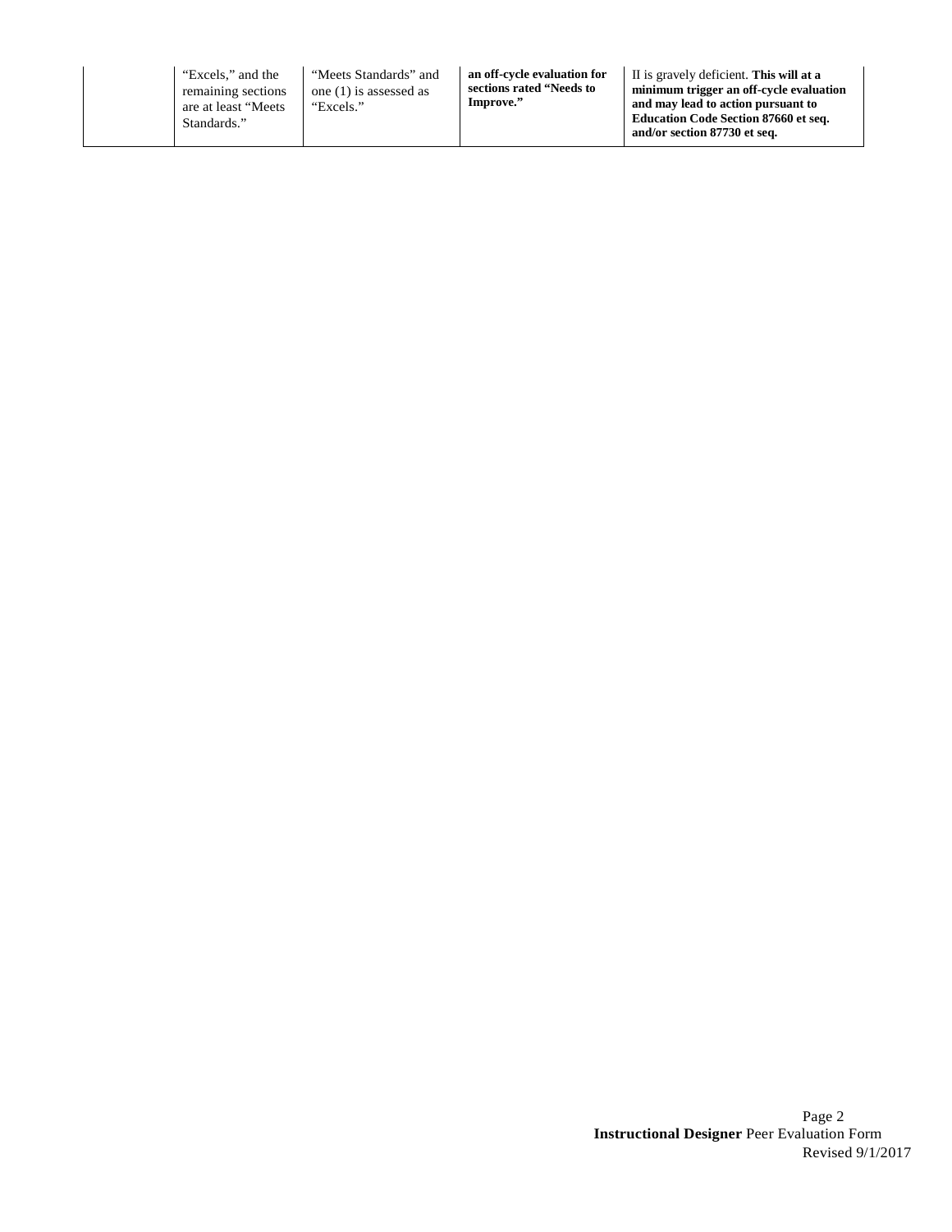|  | "Excels," and the remaining sections are at least "Meets Standards." | "Meets Standards" and one (1) is assessed as "Excels." | **an off-cycle evaluation for sections rated "Needs to Improve."** | II is gravely deficient. **This will at a minimum trigger an off-cycle evaluation and may lead to action pursuant to Education Code Section 87660 et seq. and/or section 87730 et seq.** |
|---|---|---|---|---|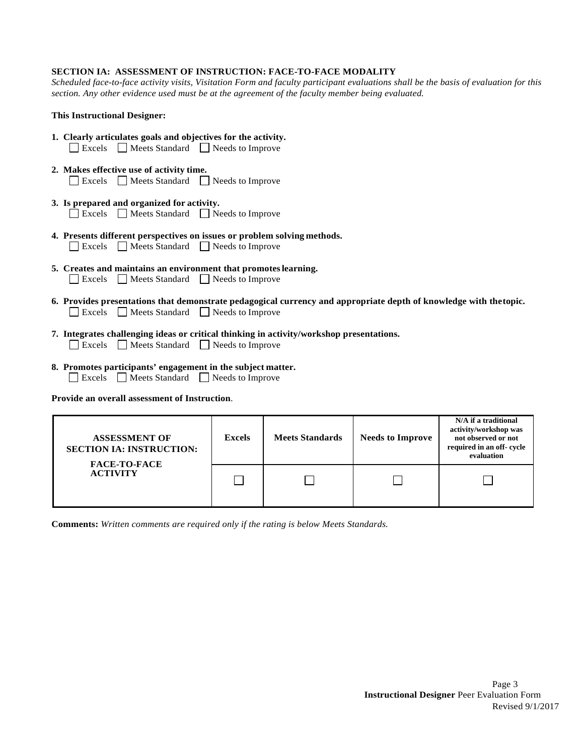### SECTION IA: ASSESSMENT OF INSTRUCTION: FACE-TO-FACE MODALITY

*Scheduled face-to-face activity visits, Visitation Form and faculty participant evaluations shall be the basis of evaluation for this section. Any other evidence used must be at the agreement of the faculty member being evaluated.*

**This Instructional Designer:**

1. **Clearly articulates goals and objectives for the activity.**
   ☐ Excels ☐ Meets Standard ☐ Needs to Improve

2. **Makes effective use of activity time.**
   ☐ Excels ☐ Meets Standard ☐ Needs to Improve

3. **Is prepared and organized for activity.**
   ☐ Excels ☐ Meets Standard ☐ Needs to Improve

4. **Presents different perspectives on issues or problem solving methods.**
   ☐ Excels ☐ Meets Standard ☐ Needs to Improve

5. **Creates and maintains an environment that promotes learning.**
   ☐ Excels ☐ Meets Standard ☐ Needs to Improve

6. **Provides presentations that demonstrate pedagogical currency and appropriate depth of knowledge with the topic.**
   ☐ Excels ☐ Meets Standard ☐ Needs to Improve

7. **Integrates challenging ideas or critical thinking in activity/workshop presentations.**
   ☐ Excels ☐ Meets Standard ☐ Needs to Improve

8. **Promotes participants' engagement in the subject matter.**
   ☐ Excels ☐ Meets Standard ☐ Needs to Improve

**Provide an overall assessment of Instruction**.

| ASSESSMENT OF SECTION IA: INSTRUCTION: FACE-TO-FACE ACTIVITY | Excels | Meets Standards | Needs to Improve | N/A if a traditional activity/workshop was not observed or not required in an off- cycle evaluation |
|---|---|---|---|---|
| | ☐ | ☐ | ☐ | ☐ |

**Comments:** *Written comments are required only if the rating is below Meets Standards.*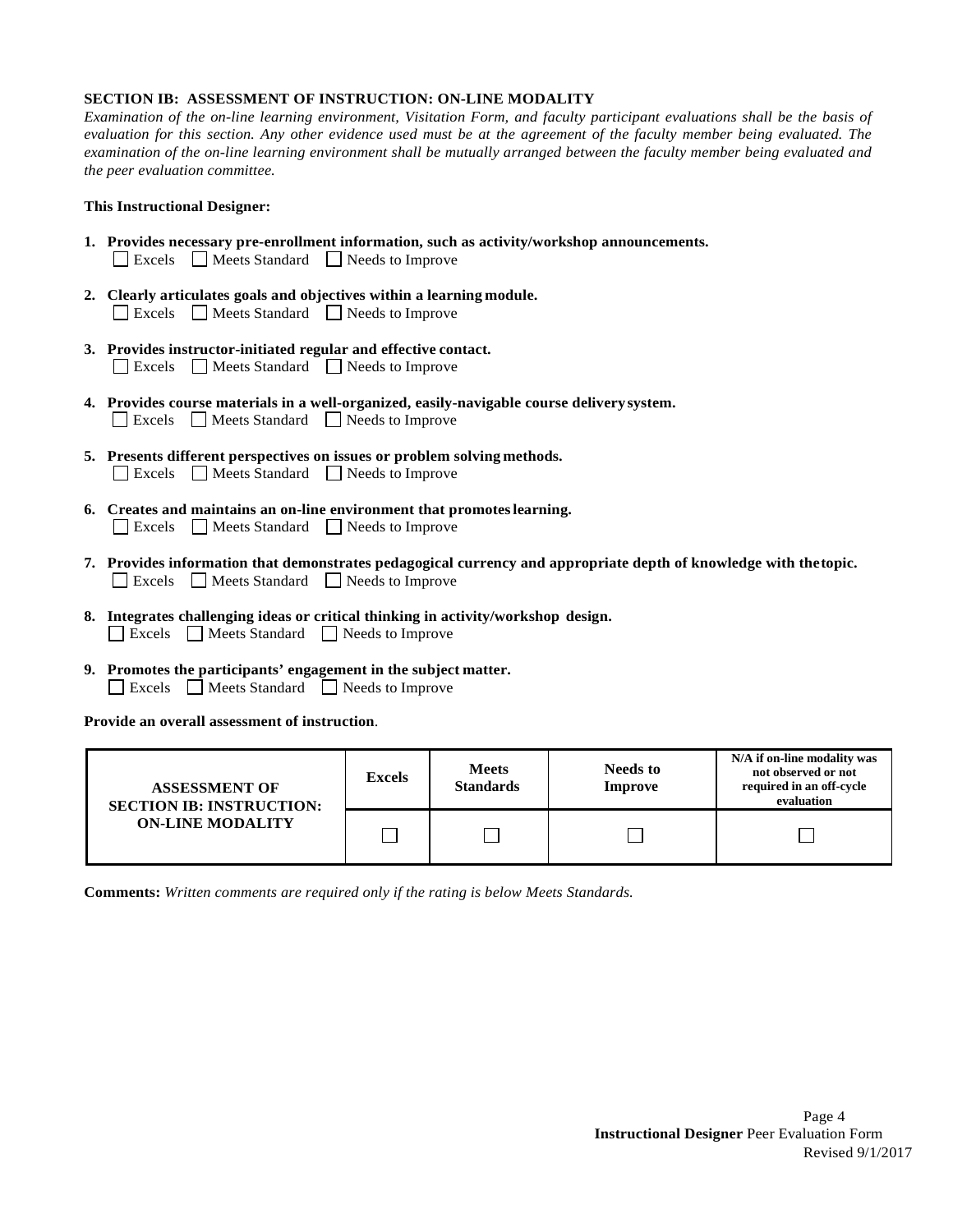**SECTION IB: ASSESSMENT OF INSTRUCTION: ON-LINE MODALITY**

*Examination of the on-line learning environment, Visitation Form, and faculty participant evaluations shall be the basis of evaluation for this section. Any other evidence used must be at the agreement of the faculty member being evaluated. The examination of the on-line learning environment shall be mutually arranged between the faculty member being evaluated and the peer evaluation committee.*

**This Instructional Designer:**

1. **Provides necessary pre-enrollment information, such as activity/workshop announcements.**
   ☐ Excels ☐ Meets Standard ☐ Needs to Improve

2. **Clearly articulates goals and objectives within a learning module.**
   ☐ Excels ☐ Meets Standard ☐ Needs to Improve

3. **Provides instructor-initiated regular and effective contact.**
   ☐ Excels ☐ Meets Standard ☐ Needs to Improve

4. **Provides course materials in a well-organized, easily-navigable course delivery system.**
   ☐ Excels ☐ Meets Standard ☐ Needs to Improve

5. **Presents different perspectives on issues or problem solving methods.**
   ☐ Excels ☐ Meets Standard ☐ Needs to Improve

6. **Creates and maintains an on-line environment that promotes learning.**
   ☐ Excels ☐ Meets Standard ☐ Needs to Improve

7. **Provides information that demonstrates pedagogical currency and appropriate depth of knowledge with the topic.**
   ☐ Excels ☐ Meets Standard ☐ Needs to Improve

8. **Integrates challenging ideas or critical thinking in activity/workshop design.**
   ☐ Excels ☐ Meets Standard ☐ Needs to Improve

9. **Promotes the participants' engagement in the subject matter.**
   ☐ Excels ☐ Meets Standard ☐ Needs to Improve

**Provide an overall assessment of instruction**.

| ASSESSMENT OF SECTION IB: INSTRUCTION: ON-LINE MODALITY | Excels | Meets Standards | Needs to Improve | N/A if on-line modality was not observed or not required in an off-cycle evaluation |
|---|---|---|---|---|
| | ☐ | ☐ | ☐ | ☐ |

**Comments:** *Written comments are required only if the rating is below Meets Standards.*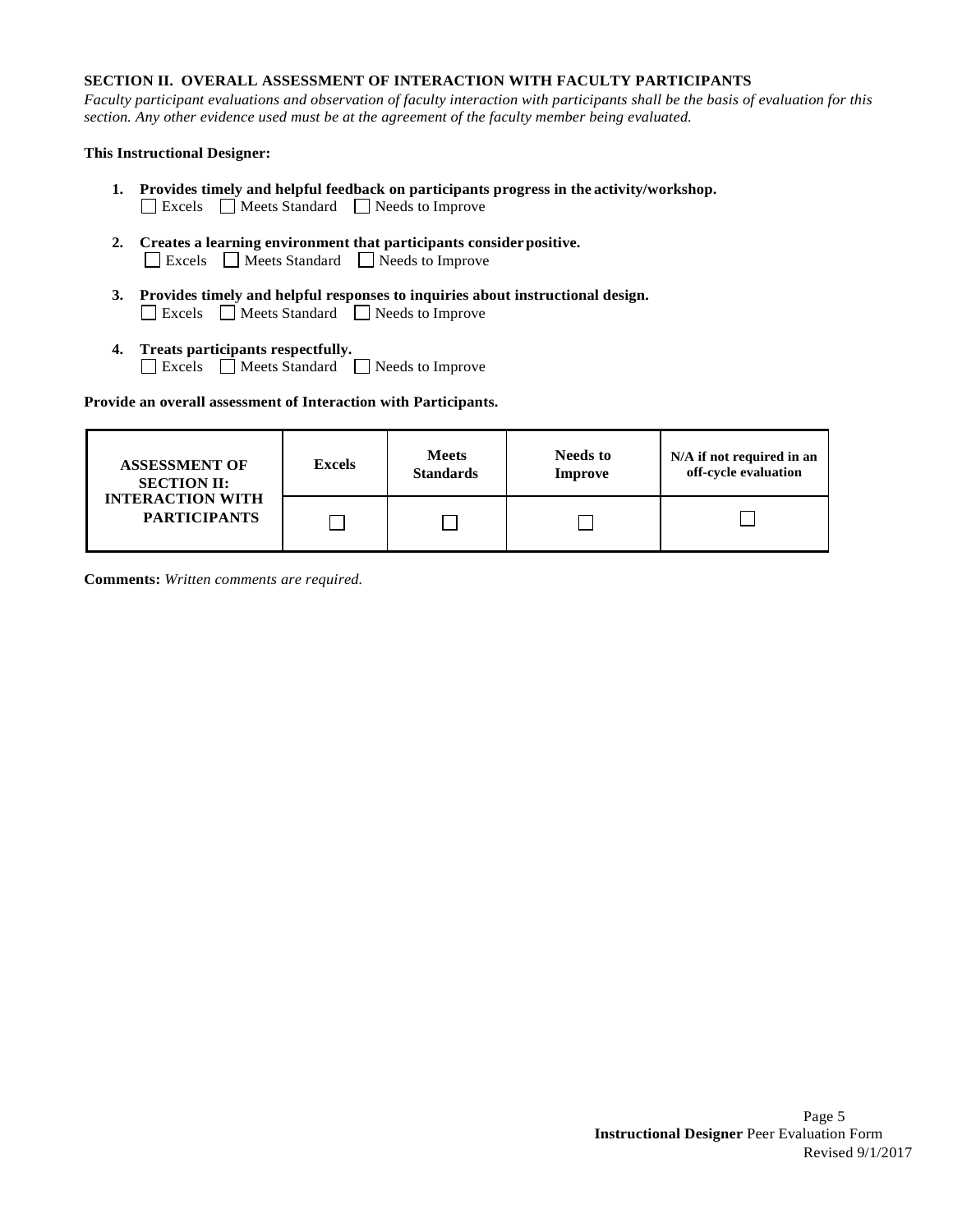## SECTION II. OVERALL ASSESSMENT OF INTERACTION WITH FACULTY PARTICIPANTS

*Faculty participant evaluations and observation of faculty interaction with participants shall be the basis of evaluation for this section. Any other evidence used must be at the agreement of the faculty member being evaluated.*

**This Instructional Designer:**

1. **Provides timely and helpful feedback on participants progress in the activity/workshop.**
   ☐ Excels ☐ Meets Standard ☐ Needs to Improve

2. **Creates a learning environment that participants consider positive.**
   ☐ Excels ☐ Meets Standard ☐ Needs to Improve

3. **Provides timely and helpful responses to inquiries about instructional design.**
   ☐ Excels ☐ Meets Standard ☐ Needs to Improve

4. **Treats participants respectfully.**
   ☐ Excels ☐ Meets Standard ☐ Needs to Improve

**Provide an overall assessment of Interaction with Participants.**

| ASSESSMENT OF SECTION II: INTERACTION WITH PARTICIPANTS | Excels | Meets Standards | Needs to Improve | N/A if not required in an off-cycle evaluation |
|---|---|---|---|---|
| | ☐ | ☐ | ☐ | ☐ |

**Comments:** *Written comments are required.*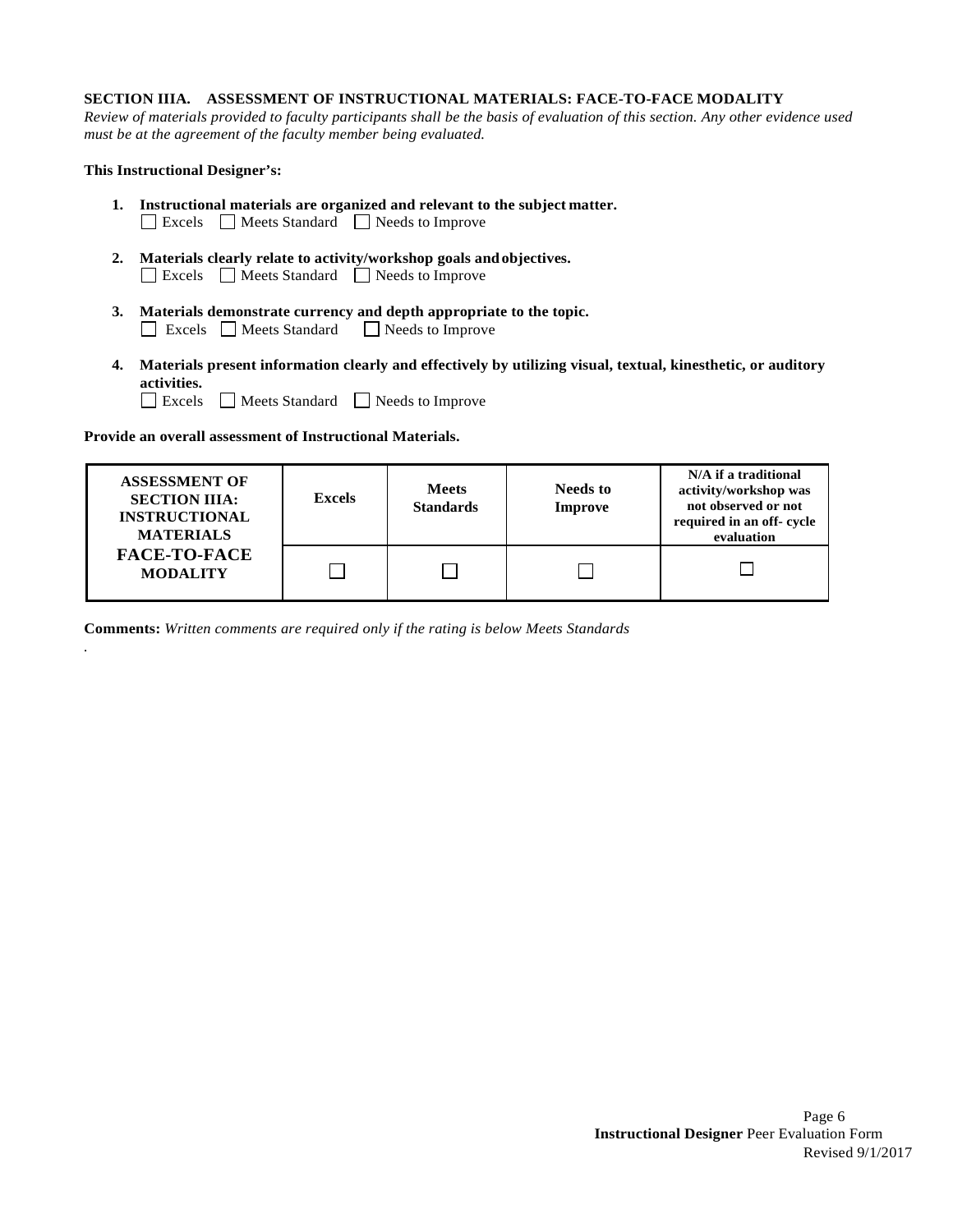## SECTION IIIA. ASSESSMENT OF INSTRUCTIONAL MATERIALS: FACE-TO-FACE MODALITY

*Review of materials provided to faculty participants shall be the basis of evaluation of this section. Any other evidence used must be at the agreement of the faculty member being evaluated.*

**This Instructional Designer's:**

1. **Instructional materials are organized and relevant to the subject matter.**
   ☐ Excels ☐ Meets Standard ☐ Needs to Improve

2. **Materials clearly relate to activity/workshop goals and objectives.**
   ☐ Excels ☐ Meets Standard ☐ Needs to Improve

3. **Materials demonstrate currency and depth appropriate to the topic.**
   ☐ Excels ☐ Meets Standard ☐ Needs to Improve

4. **Materials present information clearly and effectively by utilizing visual, textual, kinesthetic, or auditory activities.**
   ☐ Excels ☐ Meets Standard ☐ Needs to Improve

**Provide an overall assessment of Instructional Materials.**

| ASSESSMENT OF SECTION IIIA: INSTRUCTIONAL MATERIALS FACE-TO-FACE MODALITY | Excels | Meets Standards | Needs to Improve | N/A if a traditional activity/workshop was not observed or not required in an off- cycle evaluation |
|---|---|---|---|---|
| | ☐ | ☐ | ☐ | ☐ |

**Comments:** *Written comments are required only if the rating is below Meets Standards*

.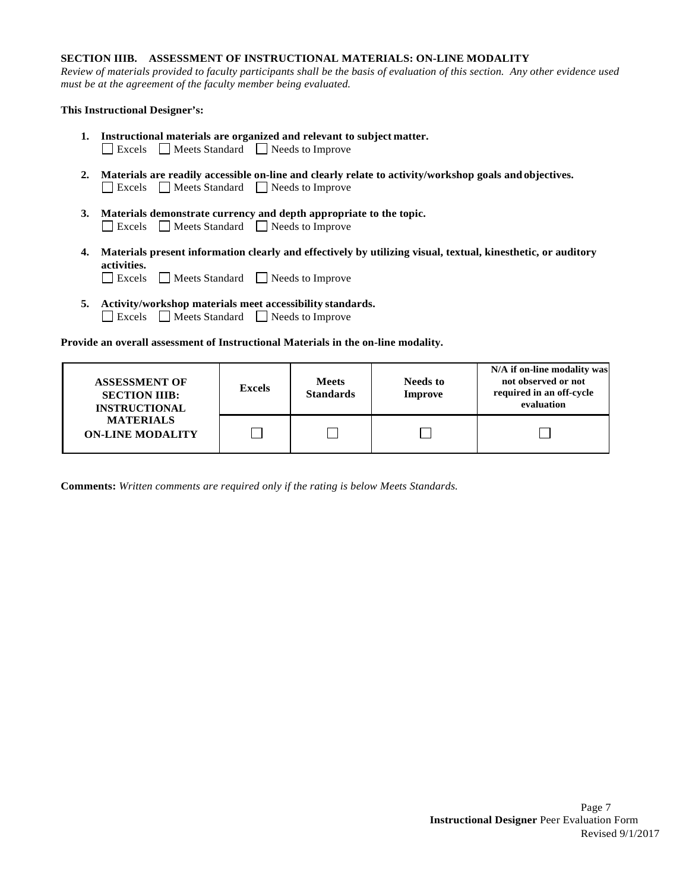## SECTION IIIB. ASSESSMENT OF INSTRUCTIONAL MATERIALS: ON-LINE MODALITY

*Review of materials provided to faculty participants shall be the basis of evaluation of this section. Any other evidence used must be at the agreement of the faculty member being evaluated.*

**This Instructional Designer's:**

1. **Instructional materials are organized and relevant to subject matter.**
   ☐ Excels ☐ Meets Standard ☐ Needs to Improve

2. **Materials are readily accessible on-line and clearly relate to activity/workshop goals and objectives.**
   ☐ Excels ☐ Meets Standard ☐ Needs to Improve

3. **Materials demonstrate currency and depth appropriate to the topic.**
   ☐ Excels ☐ Meets Standard ☐ Needs to Improve

4. **Materials present information clearly and effectively by utilizing visual, textual, kinesthetic, or auditory activities.**
   ☐ Excels ☐ Meets Standard ☐ Needs to Improve

5. **Activity/workshop materials meet accessibility standards.**
   ☐ Excels ☐ Meets Standard ☐ Needs to Improve

**Provide an overall assessment of Instructional Materials in the on-line modality.**

| ASSESSMENT OF SECTION IIIB: INSTRUCTIONAL MATERIALS ON-LINE MODALITY | Excels | Meets Standards | Needs to Improve | N/A if on-line modality was not observed or not required in an off-cycle evaluation |
|---|---|---|---|---|
| | ☐ | ☐ | ☐ | ☐ |

**Comments:** *Written comments are required only if the rating is below Meets Standards.*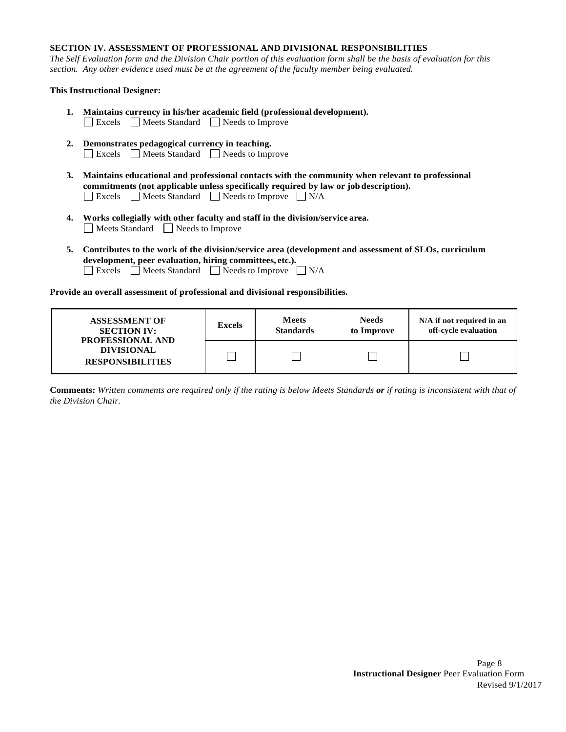### SECTION IV. ASSESSMENT OF PROFESSIONAL AND DIVISIONAL RESPONSIBILITIES

*The Self Evaluation form and the Division Chair portion of this evaluation form shall be the basis of evaluation for this section. Any other evidence used must be at the agreement of the faculty member being evaluated.*

**This Instructional Designer:**

1. **Maintains currency in his/her academic field (professional development).**
   ☐ Excels ☐ Meets Standard ☐ Needs to Improve

2. **Demonstrates pedagogical currency in teaching.**
   ☐ Excels ☐ Meets Standard ☐ Needs to Improve

3. **Maintains educational and professional contacts with the community when relevant to professional commitments (not applicable unless specifically required by law or job description).**
   ☐ Excels ☐ Meets Standard ☐ Needs to Improve ☐ N/A

4. **Works collegially with other faculty and staff in the division/service area.**
   ☐ Meets Standard ☐ Needs to Improve

5. **Contributes to the work of the division/service area (development and assessment of SLOs, curriculum development, peer evaluation, hiring committees, etc.).**
   ☐ Excels ☐ Meets Standard ☐ Needs to Improve ☐ N/A

**Provide an overall assessment of professional and divisional responsibilities.**

| ASSESSMENT OF SECTION IV: PROFESSIONAL AND DIVISIONAL RESPONSIBILITIES | Excels | Meets Standards | Needs to Improve | N/A if not required in an off-cycle evaluation |
|---|---|---|---|---|
| | ☐ | ☐ | ☐ | ☐ |

**Comments:** *Written comments are required only if the rating is below Meets Standards **or** if rating is inconsistent with that of the Division Chair.*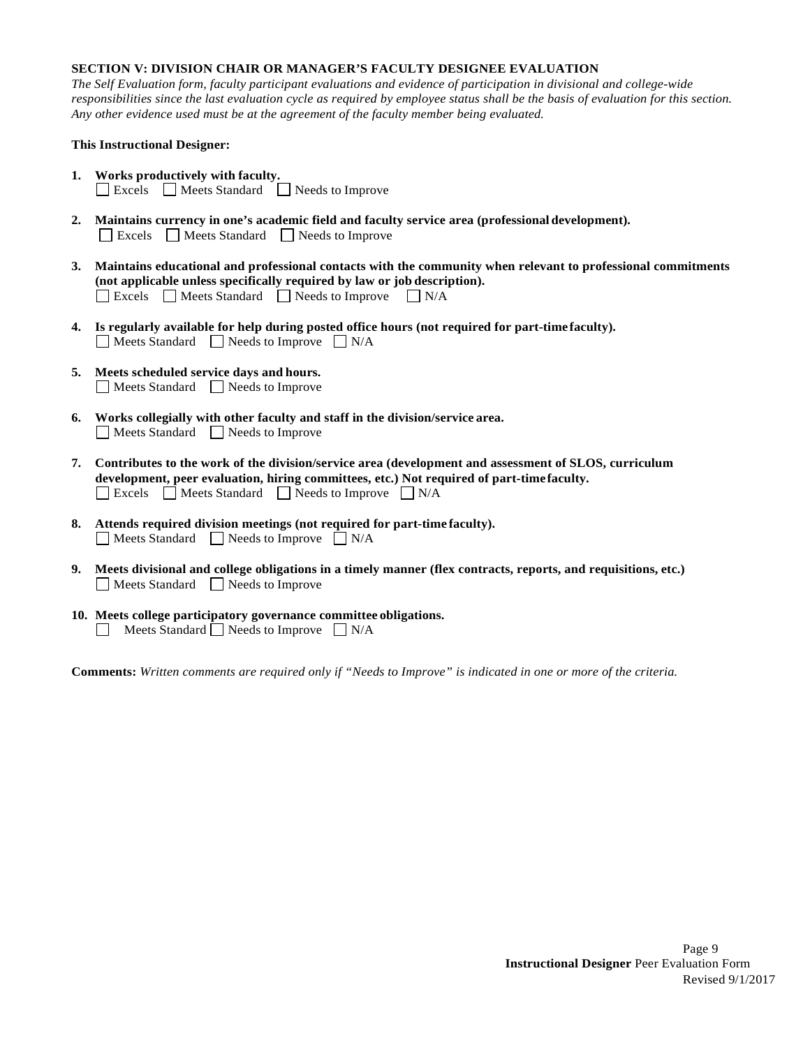## SECTION V: DIVISION CHAIR OR MANAGER'S FACULTY DESIGNEE EVALUATION

*The Self Evaluation form, faculty participant evaluations and evidence of participation in divisional and college-wide responsibilities since the last evaluation cycle as required by employee status shall be the basis of evaluation for this section. Any other evidence used must be at the agreement of the faculty member being evaluated.*

**This Instructional Designer:**

1. **Works productively with faculty.**
   ☐ Excels ☐ Meets Standard ☐ Needs to Improve

2. **Maintains currency in one's academic field and faculty service area (professional development).**
   ☐ Excels ☐ Meets Standard ☐ Needs to Improve

3. **Maintains educational and professional contacts with the community when relevant to professional commitments (not applicable unless specifically required by law or job description).**
   ☐ Excels ☐ Meets Standard ☐ Needs to Improve ☐ N/A

4. **Is regularly available for help during posted office hours (not required for part-time faculty).**
   ☐ Meets Standard ☐ Needs to Improve ☐ N/A

5. **Meets scheduled service days and hours.**
   ☐ Meets Standard ☐ Needs to Improve

6. **Works collegially with other faculty and staff in the division/service area.**
   ☐ Meets Standard ☐ Needs to Improve

7. **Contributes to the work of the division/service area (development and assessment of SLOS, curriculum development, peer evaluation, hiring committees, etc.) Not required of part-time faculty.**
   ☐ Excels ☐ Meets Standard ☐ Needs to Improve ☐ N/A

8. **Attends required division meetings (not required for part-time faculty).**
   ☐ Meets Standard ☐ Needs to Improve ☐ N/A

9. **Meets divisional and college obligations in a timely manner (flex contracts, reports, and requisitions, etc.)**
   ☐ Meets Standard ☐ Needs to Improve

10. **Meets college participatory governance committee obligations.**
    ☐ Meets Standard ☐ Needs to Improve ☐ N/A

**Comments:** *Written comments are required only if "Needs to Improve" is indicated in one or more of the criteria.*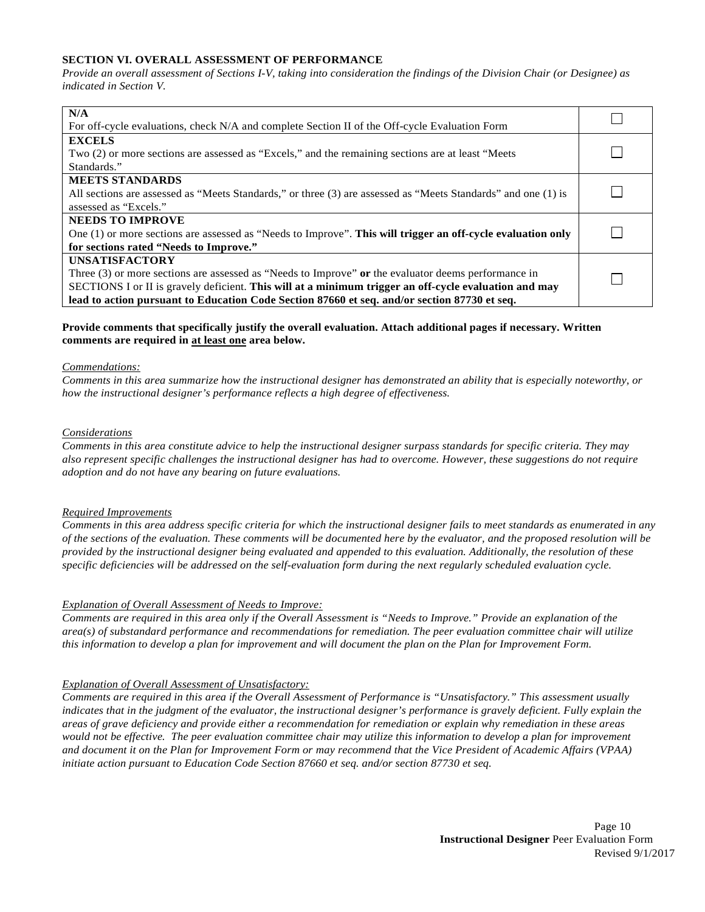## SECTION VI. OVERALL ASSESSMENT OF PERFORMANCE

*Provide an overall assessment of Sections I-V, taking into consideration the findings of the Division Chair (or Designee) as indicated in Section V.*

| Rating | |
|---|---|
| **N/A**<br>For off-cycle evaluations, check N/A and complete Section II of the Off-cycle Evaluation Form | ☐ |
| **EXCELS**<br>Two (2) or more sections are assessed as "Excels," and the remaining sections are at least "Meets Standards." | ☐ |
| **MEETS STANDARDS**<br>All sections are assessed as "Meets Standards," or three (3) are assessed as "Meets Standards" and one (1) is assessed as "Excels." | ☐ |
| **NEEDS TO IMPROVE**<br>One (1) or more sections are assessed as "Needs to Improve". **This will trigger an off-cycle evaluation only for sections rated "Needs to Improve."** | ☐ |
| **UNSATISFACTORY**<br>Three (3) or more sections are assessed as "Needs to Improve" **or** the evaluator deems performance in SECTIONS I or II is gravely deficient. **This will at a minimum trigger an off-cycle evaluation and may lead to action pursuant to Education Code Section 87660 et seq. and/or section 87730 et seq.** | ☐ |

**Provide comments that specifically justify the overall evaluation. Attach additional pages if necessary. Written comments are required in at least one area below.**

*Commendations:*
*Comments in this area summarize how the instructional designer has demonstrated an ability that is especially noteworthy, or how the instructional designer's performance reflects a high degree of effectiveness.*

*Considerations*
*Comments in this area constitute advice to help the instructional designer surpass standards for specific criteria. They may also represent specific challenges the instructional designer has had to overcome. However, these suggestions do not require adoption and do not have any bearing on future evaluations.*

*Required Improvements*
*Comments in this area address specific criteria for which the instructional designer fails to meet standards as enumerated in any of the sections of the evaluation. These comments will be documented here by the evaluator, and the proposed resolution will be provided by the instructional designer being evaluated and appended to this evaluation. Additionally, the resolution of these specific deficiencies will be addressed on the self-evaluation form during the next regularly scheduled evaluation cycle.*

*Explanation of Overall Assessment of Needs to Improve:*
*Comments are required in this area only if the Overall Assessment is "Needs to Improve." Provide an explanation of the area(s) of substandard performance and recommendations for remediation. The peer evaluation committee chair will utilize this information to develop a plan for improvement and will document the plan on the Plan for Improvement Form.*

*Explanation of Overall Assessment of Unsatisfactory:*
*Comments are required in this area if the Overall Assessment of Performance is "Unsatisfactory." This assessment usually indicates that in the judgment of the evaluator, the instructional designer's performance is gravely deficient. Fully explain the areas of grave deficiency and provide either a recommendation for remediation or explain why remediation in these areas would not be effective. The peer evaluation committee chair may utilize this information to develop a plan for improvement and document it on the Plan for Improvement Form or may recommend that the Vice President of Academic Affairs (VPAA) initiate action pursuant to Education Code Section 87660 et seq. and/or section 87730 et seq.*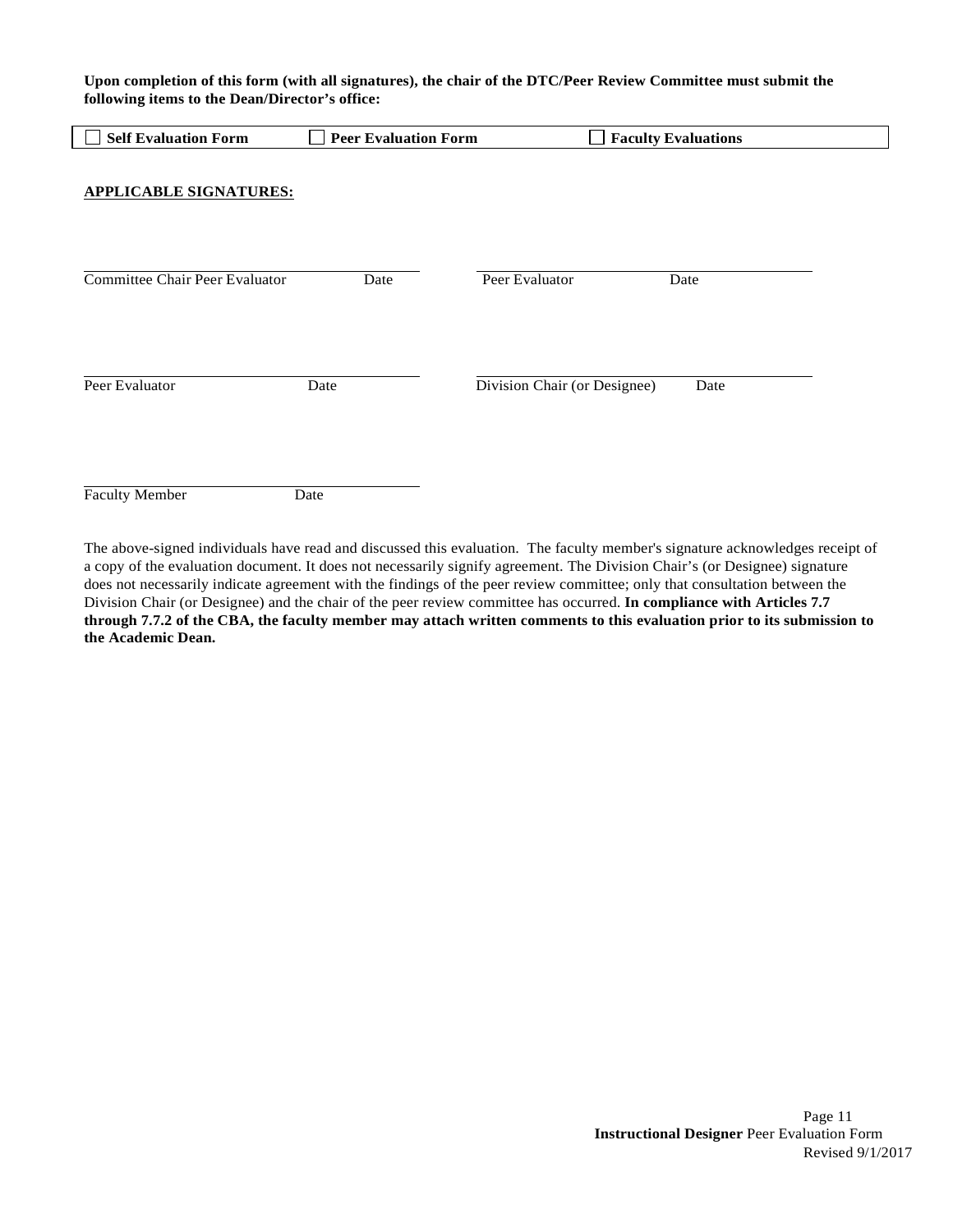**Upon completion of this form (with all signatures), the chair of the DTC/Peer Review Committee must submit the following items to the Dean/Director's office:**

| | | |
|---|---|---|
| ☐ **Self Evaluation Form** | ☐ **Peer Evaluation Form** | ☐ **Faculty Evaluations** |

**APPLICABLE SIGNATURES:**

| | |
|---|---|
| Committee Chair Peer Evaluator　　Date | Peer Evaluator　　Date |
| Peer Evaluator　　Date | Division Chair (or Designee)　　Date |
| Faculty Member　　Date | |

The above-signed individuals have read and discussed this evaluation. The faculty member's signature acknowledges receipt of a copy of the evaluation document. It does not necessarily signify agreement. The Division Chair's (or Designee) signature does not necessarily indicate agreement with the findings of the peer review committee; only that consultation between the Division Chair (or Designee) and the chair of the peer review committee has occurred. **In compliance with Articles 7.7 through 7.7.2 of the CBA, the faculty member may attach written comments to this evaluation prior to its submission to the Academic Dean.**